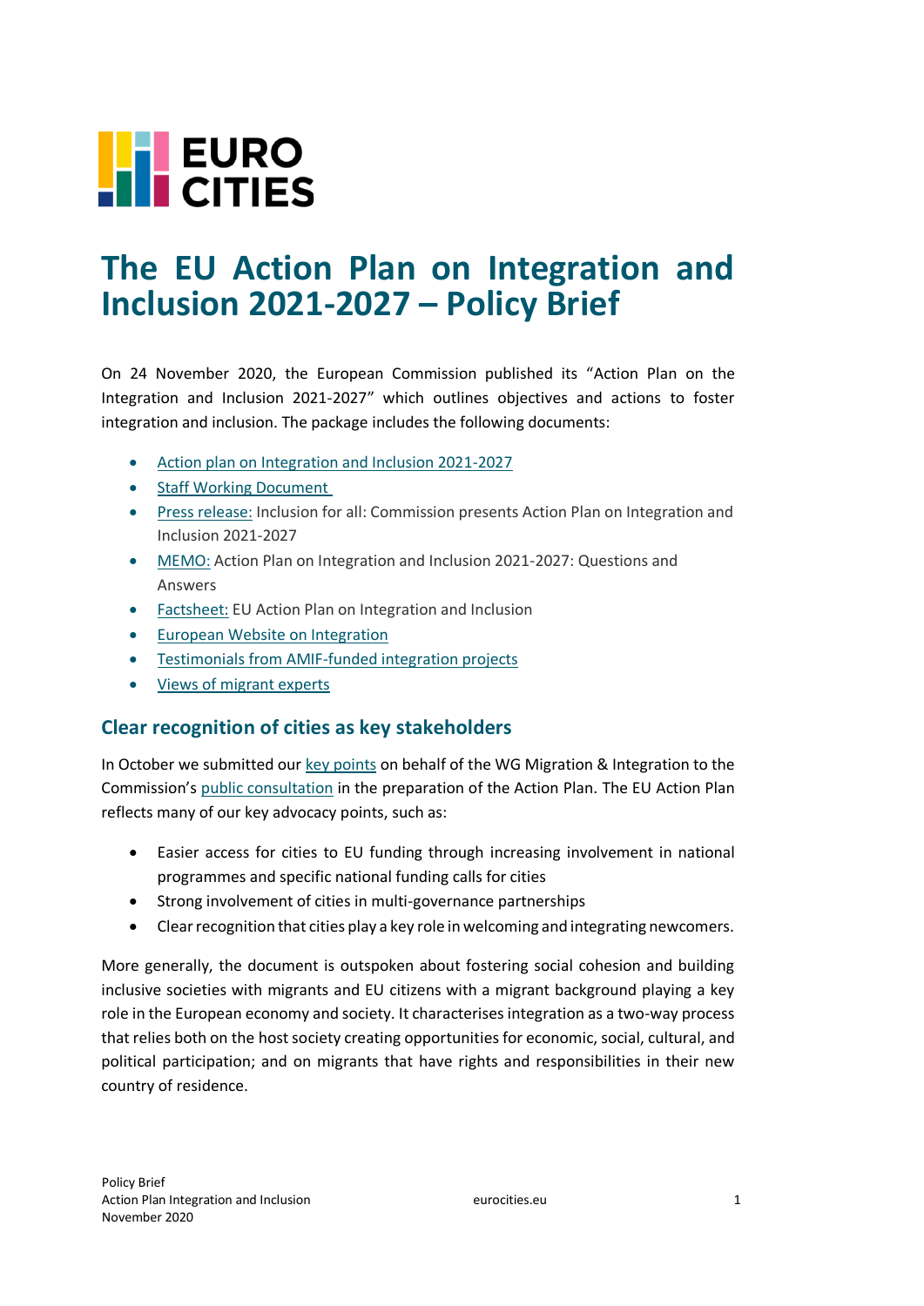# The EU Action Plan on Integration and Inclusion 2021-2027 – Policy Brief

On 24 November 2020, the European Commission published its "Action Plan on the Integration and Inclusion 2021-2027" which outlines objectives and actions to foster integration and inclusion. The package includes the following documents:

- Action plan on Integration and Inclusion 2021-2027
- Staff Working Document
- Press release: Inclusion for all: Commission presents Action Plan on Integration and Inclusion 2021-2027
- MEMO: Action Plan on Integration and Inclusion 2021-2027: Questions and Answers
- Factsheet: EU Action Plan on Integration and Inclusion
- European Website on Integration
- Testimonials from AMIF-funded integration projects
- Views of migrant experts

## Clear recognition of cities as key stakeholders

In October we submitted our key points on behalf of the WG Migration & Integration to the Commission's public consultation in the preparation of the Action Plan. The EU Action Plan reflects many of our key advocacy points, such as:

- Easier access for cities to EU funding through increasing involvement in national programmes and specific national funding calls for cities
- Strong involvement of cities in multi-governance partnerships
- Clear recognition that cities play a key role in welcoming and integrating newcomers.

More generally, the document is outspoken about fostering social cohesion and building inclusive societies with migrants and EU citizens with a migrant background playing a key role in the European economy and society. It characterises integration as a two-way process that relies both on the host society creating opportunities for economic, social, cultural, and political participation; and on migrants that have rights and responsibilities in their new country of residence.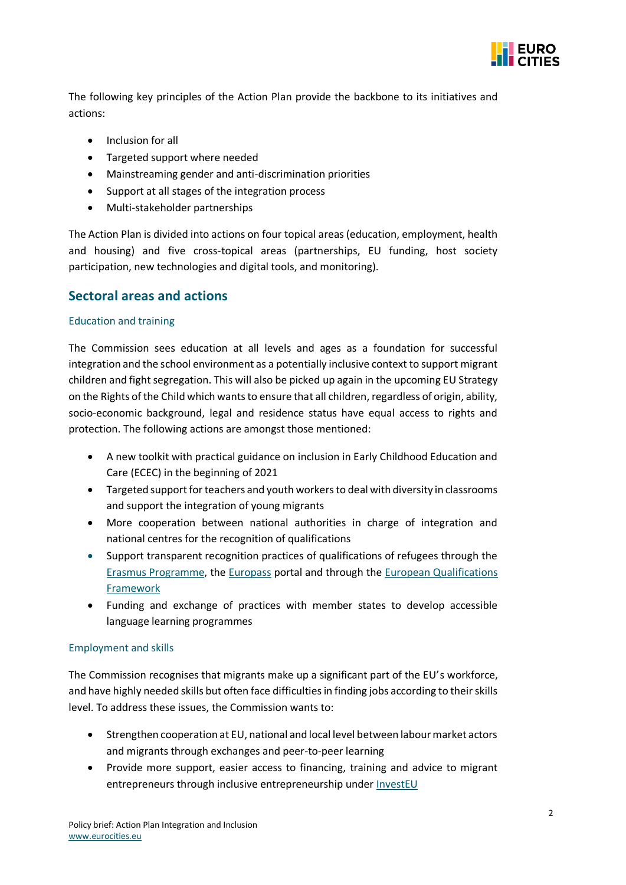The following key principles of the Action Plan provide the backbone to its initiatives and actions:

- Inclusion for all
- Targeted support where needed
- Mainstreaming gender and anti-discrimination priorities
- Support at all stages of the integration process
- Multi-stakeholder partnerships

The Action Plan is divided into actions on four topical areas (education, employment, health and housing) and five cross-topical areas (partnerships, EU funding, host society participation, new technologies and digital tools, and monitoring).

## Sectoral areas and actions

### Education and training

The Commission sees education at all levels and ages as a foundation for successful integration and the school environment as a potentially inclusive context to support migrant children and fight segregation. This will also be picked up again in the upcoming EU Strategy on the Rights of the Child which wants to ensure that all children, regardless of origin, ability, socio-economic background, legal and residence status have equal access to rights and protection. The following actions are amongst those mentioned:

- A new toolkit with practical guidance on inclusion in Early Childhood Education and Care (ECEC) in the beginning of 2021
- Targeted support for teachers and youth workers to deal with diversity in classrooms and support the integration of young migrants
- More cooperation between national authorities in charge of integration and national centres for the recognition of qualifications
- Support transparent recognition practices of qualifications of refugees through the Erasmus Programme, the Europass portal and through the European Qualifications Framework
- Funding and exchange of practices with member states to develop accessible language learning programmes

### Employment and skills

The Commission recognises that migrants make up a significant part of the EU's workforce, and have highly needed skills but often face difficulties in finding jobs according to their skills level. To address these issues, the Commission wants to:

- Strengthen cooperation at EU, national and local level between labour market actors and migrants through exchanges and peer-to-peer learning
- Provide more support, easier access to financing, training and advice to migrant entrepreneurs through inclusive entrepreneurship under InvestEU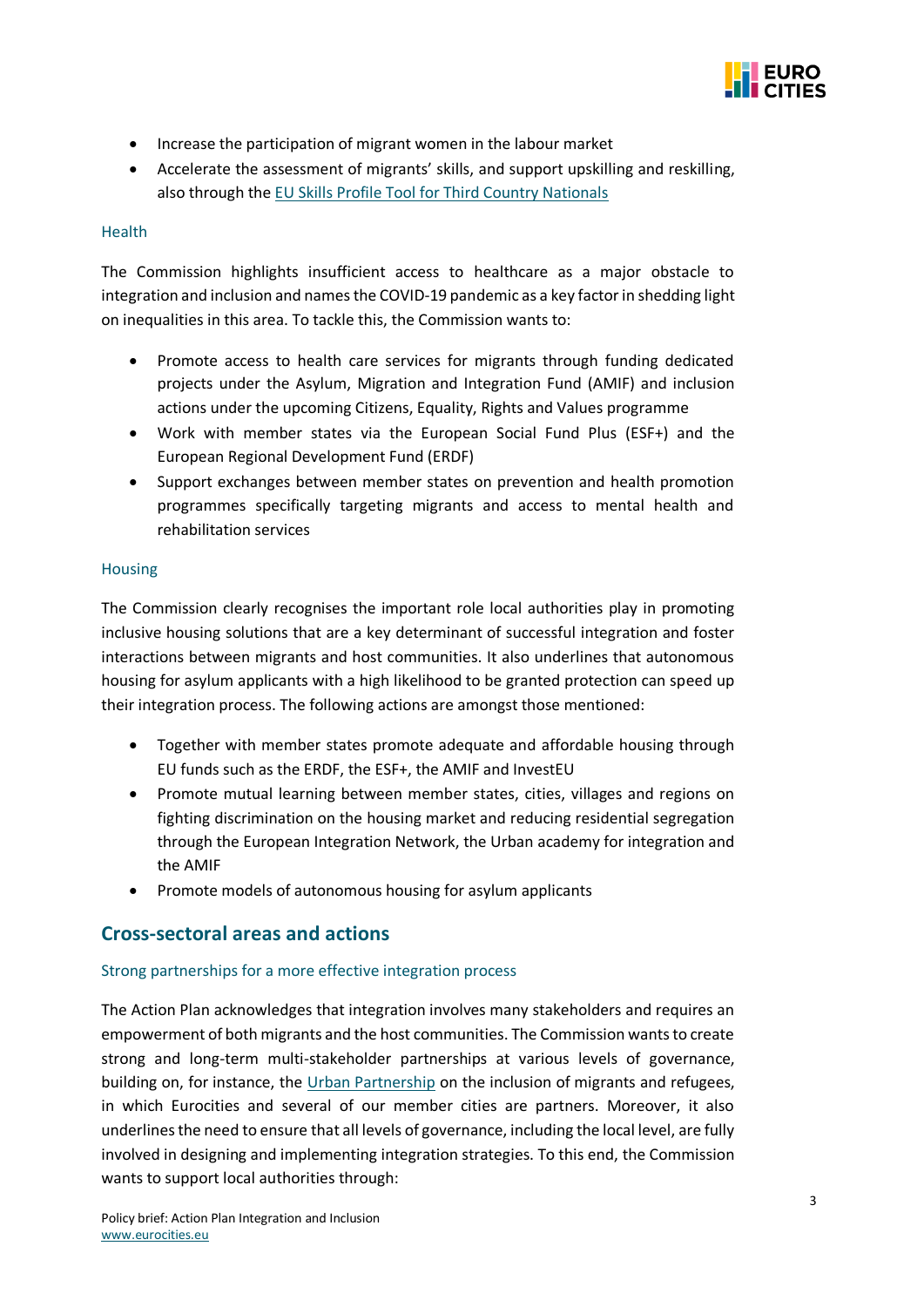- Increase the participation of migrant women in the labour market
- Accelerate the assessment of migrants' skills, and support upskilling and reskilling, also through the EU Skills Profile Tool for Third Country Nationals

### Health

The Commission highlights insufficient access to healthcare as a major obstacle to integration and inclusion and names the COVID-19 pandemic as a key factor in shedding light on inequalities in this area. To tackle this, the Commission wants to:

- Promote access to health care services for migrants through funding dedicated projects under the Asylum, Migration and Integration Fund (AMIF) and inclusion actions under the upcoming Citizens, Equality, Rights and Values programme
- Work with member states via the European Social Fund Plus (ESF+) and the European Regional Development Fund (ERDF)
- Support exchanges between member states on prevention and health promotion programmes specifically targeting migrants and access to mental health and rehabilitation services

### Housing

The Commission clearly recognises the important role local authorities play in promoting inclusive housing solutions that are a key determinant of successful integration and foster interactions between migrants and host communities. It also underlines that autonomous housing for asylum applicants with a high likelihood to be granted protection can speed up their integration process. The following actions are amongst those mentioned:

- Together with member states promote adequate and affordable housing through EU funds such as the ERDF, the ESF+, the AMIF and InvestEU
- Promote mutual learning between member states, cities, villages and regions on fighting discrimination on the housing market and reducing residential segregation through the European Integration Network, the Urban academy for integration and the AMIF
- Promote models of autonomous housing for asylum applicants

## Cross-sectoral areas and actions

### Strong partnerships for a more effective integration process

The Action Plan acknowledges that integration involves many stakeholders and requires an empowerment of both migrants and the host communities. The Commission wants to create strong and long-term multi-stakeholder partnerships at various levels of governance, building on, for instance, the Urban Partnership on the inclusion of migrants and refugees, in which Eurocities and several of our member cities are partners. Moreover, it also underlines the need to ensure that all levels of governance, including the local level, are fully involved in designing and implementing integration strategies. To this end, the Commission wants to support local authorities through: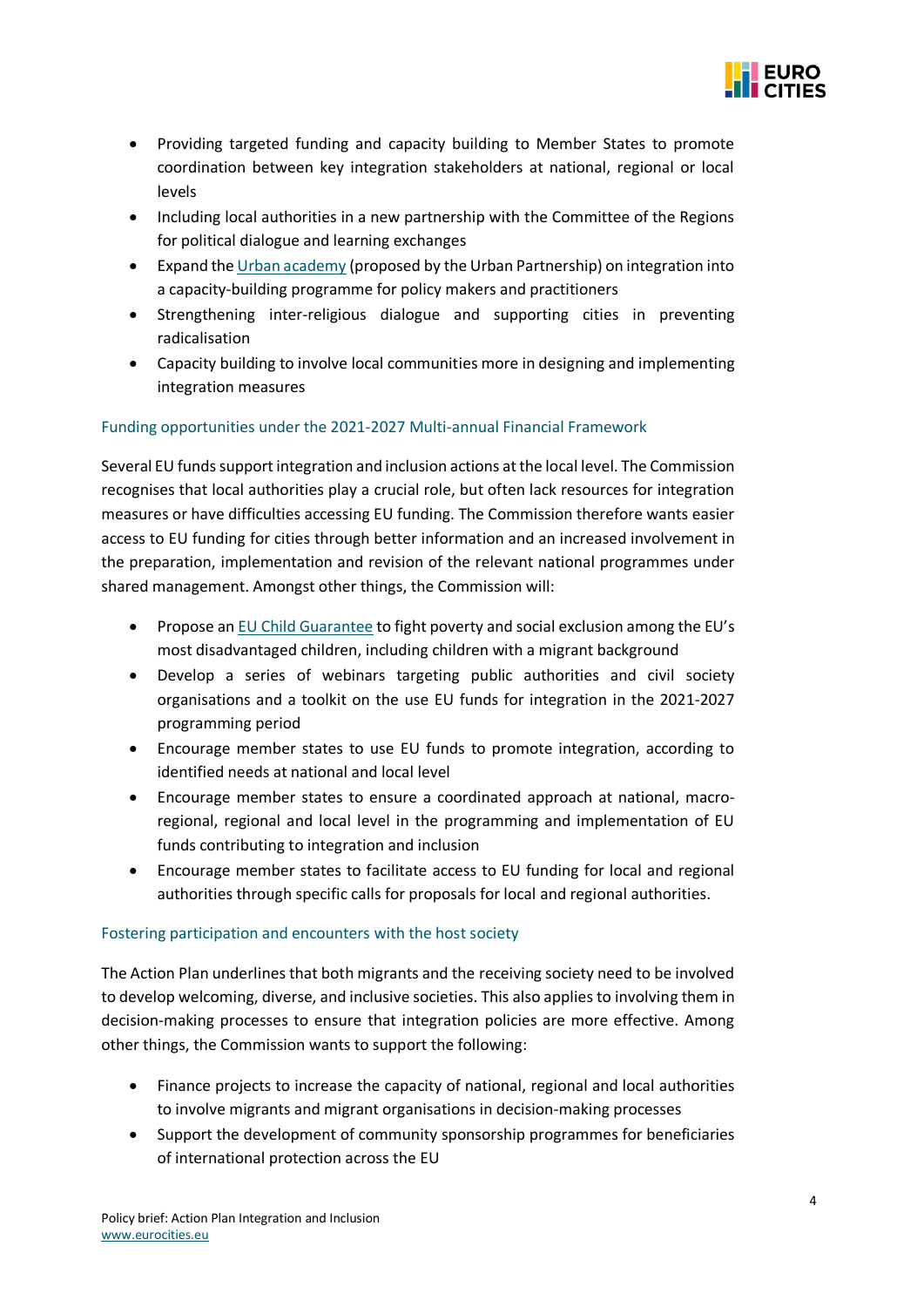- Providing targeted funding and capacity building to Member States to promote coordination between key integration stakeholders at national, regional or local levels
- Including local authorities in a new partnership with the Committee of the Regions for political dialogue and learning exchanges
- Expand the Urban academy (proposed by the Urban Partnership) on integration into a capacity-building programme for policy makers and practitioners
- Strengthening inter-religious dialogue and supporting cities in preventing radicalisation
- Capacity building to involve local communities more in designing and implementing integration measures

### Funding opportunities under the 2021-2027 Multi-annual Financial Framework

Several EU funds support integration and inclusion actions at the local level. The Commission recognises that local authorities play a crucial role, but often lack resources for integration measures or have difficulties accessing EU funding. The Commission therefore wants easier access to EU funding for cities through better information and an increased involvement in the preparation, implementation and revision of the relevant national programmes under shared management. Amongst other things, the Commission will:

- Propose an EU Child Guarantee to fight poverty and social exclusion among the EU's most disadvantaged children, including children with a migrant background
- Develop a series of webinars targeting public authorities and civil society organisations and a toolkit on the use EU funds for integration in the 2021-2027 programming period
- Encourage member states to use EU funds to promote integration, according to identified needs at national and local level
- Encourage member states to ensure a coordinated approach at national, macro-regional, regional and local level in the programming and implementation of EU funds contributing to integration and inclusion
- Encourage member states to facilitate access to EU funding for local and regional authorities through specific calls for proposals for local and regional authorities.

### Fostering participation and encounters with the host society

The Action Plan underlines that both migrants and the receiving society need to be involved to develop welcoming, diverse, and inclusive societies. This also applies to involving them in decision-making processes to ensure that integration policies are more effective. Among other things, the Commission wants to support the following:

- Finance projects to increase the capacity of national, regional and local authorities to involve migrants and migrant organisations in decision-making processes
- Support the development of community sponsorship programmes for beneficiaries of international protection across the EU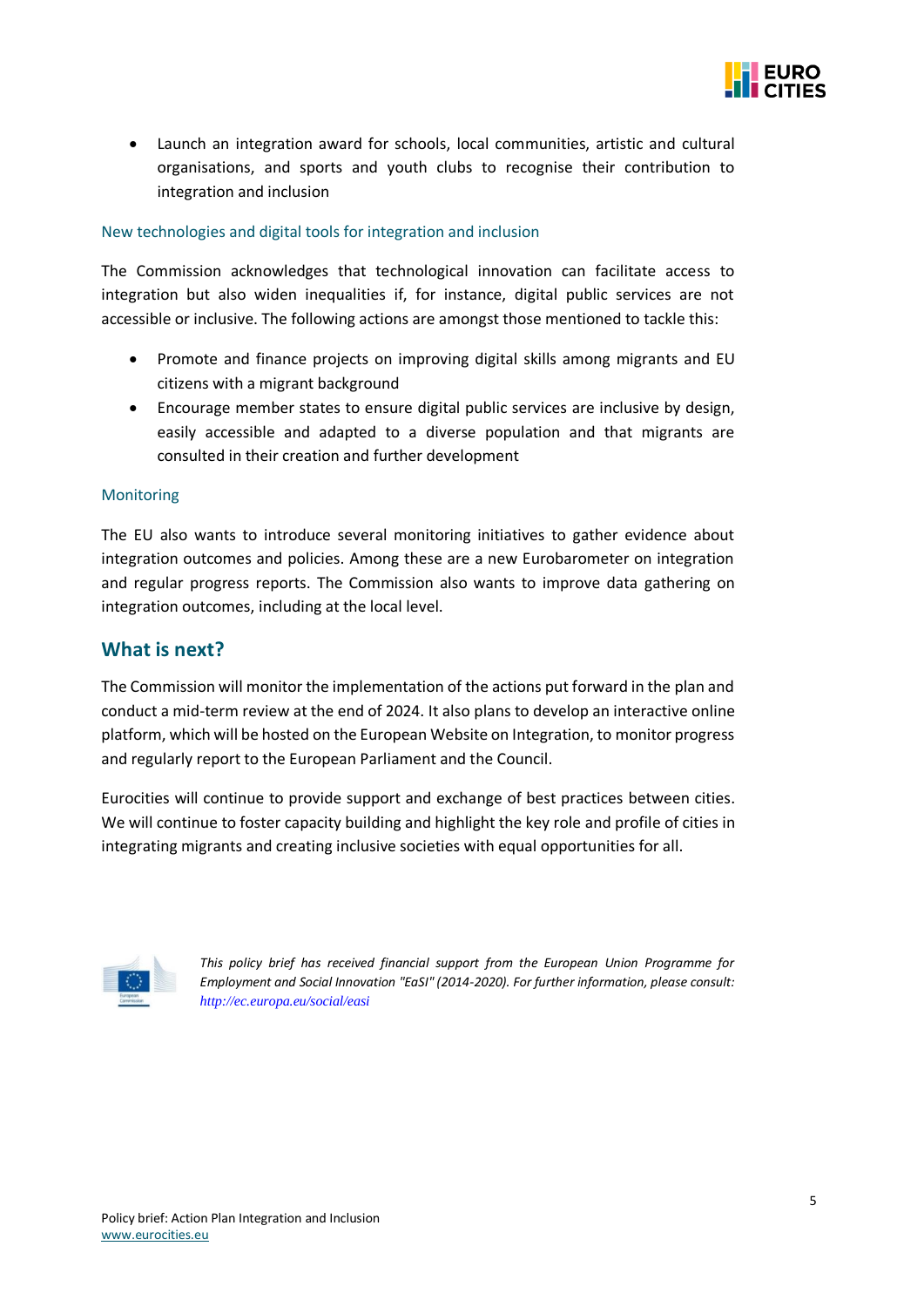- Launch an integration award for schools, local communities, artistic and cultural organisations, and sports and youth clubs to recognise their contribution to integration and inclusion

### New technologies and digital tools for integration and inclusion

The Commission acknowledges that technological innovation can facilitate access to integration but also widen inequalities if, for instance, digital public services are not accessible or inclusive. The following actions are amongst those mentioned to tackle this:

- Promote and finance projects on improving digital skills among migrants and EU citizens with a migrant background
- Encourage member states to ensure digital public services are inclusive by design, easily accessible and adapted to a diverse population and that migrants are consulted in their creation and further development

### Monitoring

The EU also wants to introduce several monitoring initiatives to gather evidence about integration outcomes and policies. Among these are a new Eurobarometer on integration and regular progress reports. The Commission also wants to improve data gathering on integration outcomes, including at the local level.

## What is next?

The Commission will monitor the implementation of the actions put forward in the plan and conduct a mid-term review at the end of 2024. It also plans to develop an interactive online platform, which will be hosted on the European Website on Integration, to monitor progress and regularly report to the European Parliament and the Council.

Eurocities will continue to provide support and exchange of best practices between cities. We will continue to foster capacity building and highlight the key role and profile of cities in integrating migrants and creating inclusive societies with equal opportunities for all.

*This policy brief has received financial support from the European Union Programme for Employment and Social Innovation "EaSI" (2014-2020). For further information, please consult: http://ec.europa.eu/social/easi*